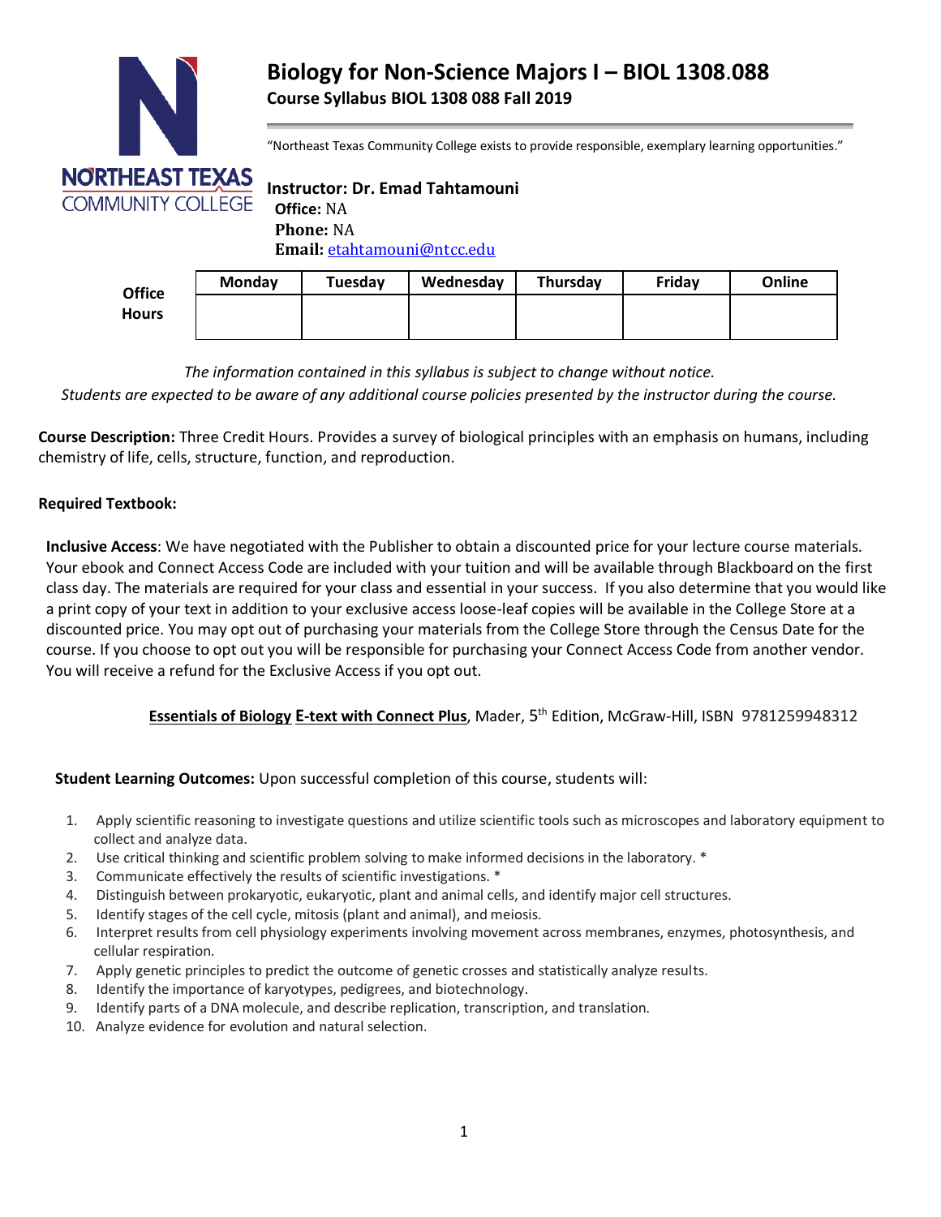# Biology for Non-Science Majors I – BIOL 1308.088

## Course Syllabus BIOL 1308 088 Fall 2019

"Northeast Texas Community College exists to provide responsible, exemplary learning opportunities."

**Instructor: Dr. Emad Tahtamouni**
**Office:** NA
**Phone:** NA
**Email:** etahtamouni@ntcc.edu

| Office Hours | Monday | Tuesday | Wednesday | Thursday | Friday | Online |
|---|---|---|---|---|---|---|
| | | | | | | |

*The information contained in this syllabus is subject to change without notice.*
*Students are expected to be aware of any additional course policies presented by the instructor during the course.*

**Course Description:** Three Credit Hours. Provides a survey of biological principles with an emphasis on humans, including chemistry of life, cells, structure, function, and reproduction.

**Required Textbook:**

**Inclusive Access**: We have negotiated with the Publisher to obtain a discounted price for your lecture course materials. Your ebook and Connect Access Code are included with your tuition and will be available through Blackboard on the first class day. The materials are required for your class and essential in your success. If you also determine that you would like a print copy of your text in addition to your exclusive access loose-leaf copies will be available in the College Store at a discounted price. You may opt out of purchasing your materials from the College Store through the Census Date for the course. If you choose to opt out you will be responsible for purchasing your Connect Access Code from another vendor. You will receive a refund for the Exclusive Access if you opt out.

**Essentials of Biology E-text with Connect Plus**, Mader, 5th Edition, McGraw-Hill, ISBN 9781259948312

**Student Learning Outcomes:** Upon successful completion of this course, students will:

1. Apply scientific reasoning to investigate questions and utilize scientific tools such as microscopes and laboratory equipment to collect and analyze data.
2. Use critical thinking and scientific problem solving to make informed decisions in the laboratory. *
3. Communicate effectively the results of scientific investigations. *
4. Distinguish between prokaryotic, eukaryotic, plant and animal cells, and identify major cell structures.
5. Identify stages of the cell cycle, mitosis (plant and animal), and meiosis.
6. Interpret results from cell physiology experiments involving movement across membranes, enzymes, photosynthesis, and cellular respiration.
7. Apply genetic principles to predict the outcome of genetic crosses and statistically analyze results.
8. Identify the importance of karyotypes, pedigrees, and biotechnology.
9. Identify parts of a DNA molecule, and describe replication, transcription, and translation.
10. Analyze evidence for evolution and natural selection.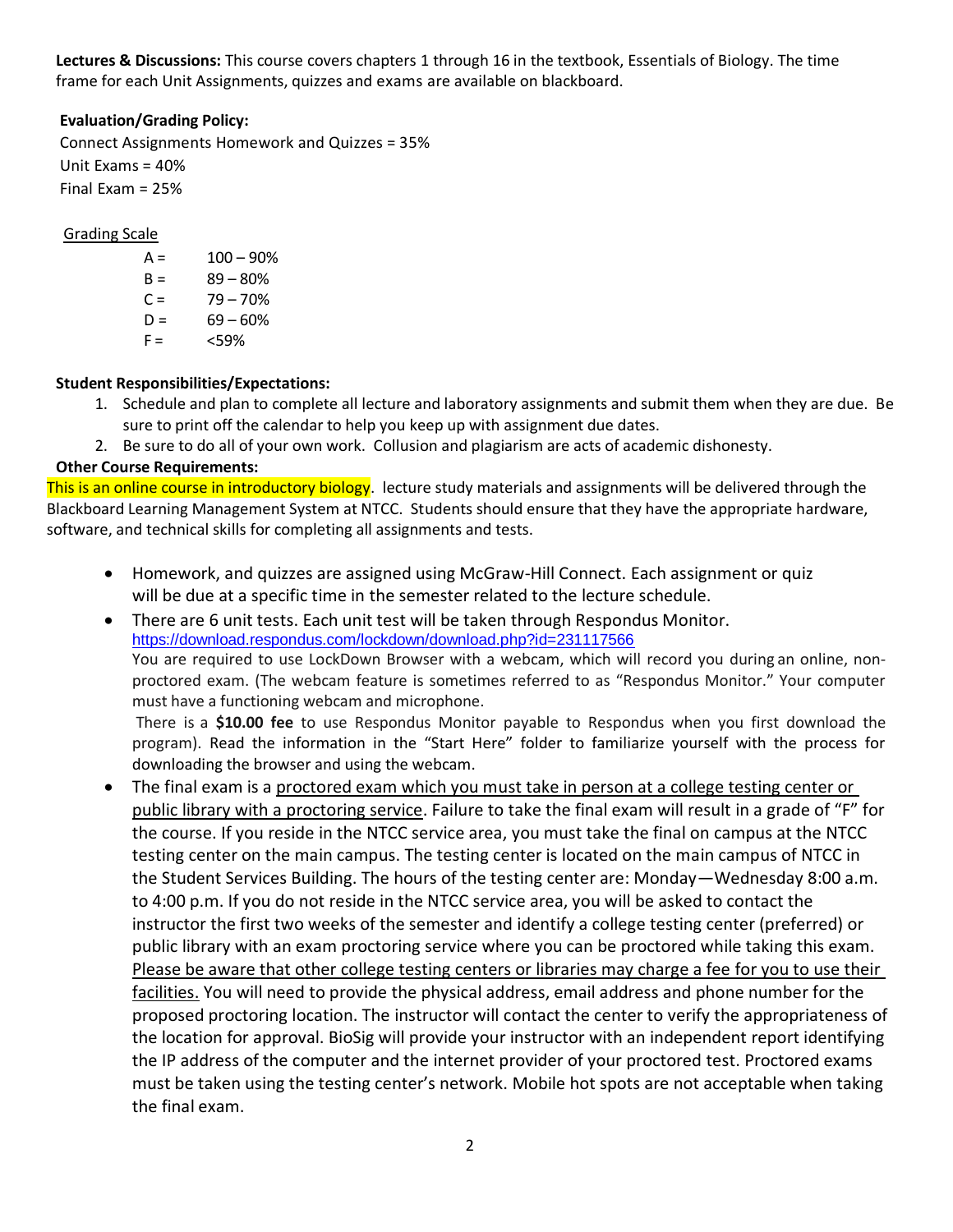**Lectures & Discussions:** This course covers chapters 1 through 16 in the textbook, Essentials of Biology. The time frame for each Unit Assignments, quizzes and exams are available on blackboard.

**Evaluation/Grading Policy:**

Connect Assignments Homework and Quizzes = 35%

Unit Exams = 40%

Final Exam = 25%

Grading Scale

| | |
|---|---|
| A = | 100 – 90% |
| B = | 89 – 80% |
| C = | 79 – 70% |
| D = | 69 – 60% |
| F = | <59% |

**Student Responsibilities/Expectations:**

1. Schedule and plan to complete all lecture and laboratory assignments and submit them when they are due. Be sure to print off the calendar to help you keep up with assignment due dates.
2. Be sure to do all of your own work. Collusion and plagiarism are acts of academic dishonesty.

**Other Course Requirements:**

This is an online course in introductory biology. lecture study materials and assignments will be delivered through the Blackboard Learning Management System at NTCC. Students should ensure that they have the appropriate hardware, software, and technical skills for completing all assignments and tests.

- Homework, and quizzes are assigned using McGraw-Hill Connect. Each assignment or quiz will be due at a specific time in the semester related to the lecture schedule.
- There are 6 unit tests. Each unit test will be taken through Respondus Monitor.
  https://download.respondus.com/lockdown/download.php?id=231117566
  You are required to use LockDown Browser with a webcam, which will record you during an online, non-proctored exam. (The webcam feature is sometimes referred to as "Respondus Monitor." Your computer must have a functioning webcam and microphone.
  There is a **$10.00 fee** to use Respondus Monitor payable to Respondus when you first download the program). Read the information in the "Start Here" folder to familiarize yourself with the process for downloading the browser and using the webcam.
- The final exam is a proctored exam which you must take in person at a college testing center or public library with a proctoring service. Failure to take the final exam will result in a grade of "F" for the course. If you reside in the NTCC service area, you must take the final on campus at the NTCC testing center on the main campus. The testing center is located on the main campus of NTCC in the Student Services Building. The hours of the testing center are: Monday—Wednesday 8:00 a.m. to 4:00 p.m. If you do not reside in the NTCC service area, you will be asked to contact the instructor the first two weeks of the semester and identify a college testing center (preferred) or public library with an exam proctoring service where you can be proctored while taking this exam. Please be aware that other college testing centers or libraries may charge a fee for you to use their facilities. You will need to provide the physical address, email address and phone number for the proposed proctoring location. The instructor will contact the center to verify the appropriateness of the location for approval. BioSig will provide your instructor with an independent report identifying the IP address of the computer and the internet provider of your proctored test. Proctored exams must be taken using the testing center's network. Mobile hot spots are not acceptable when taking the final exam.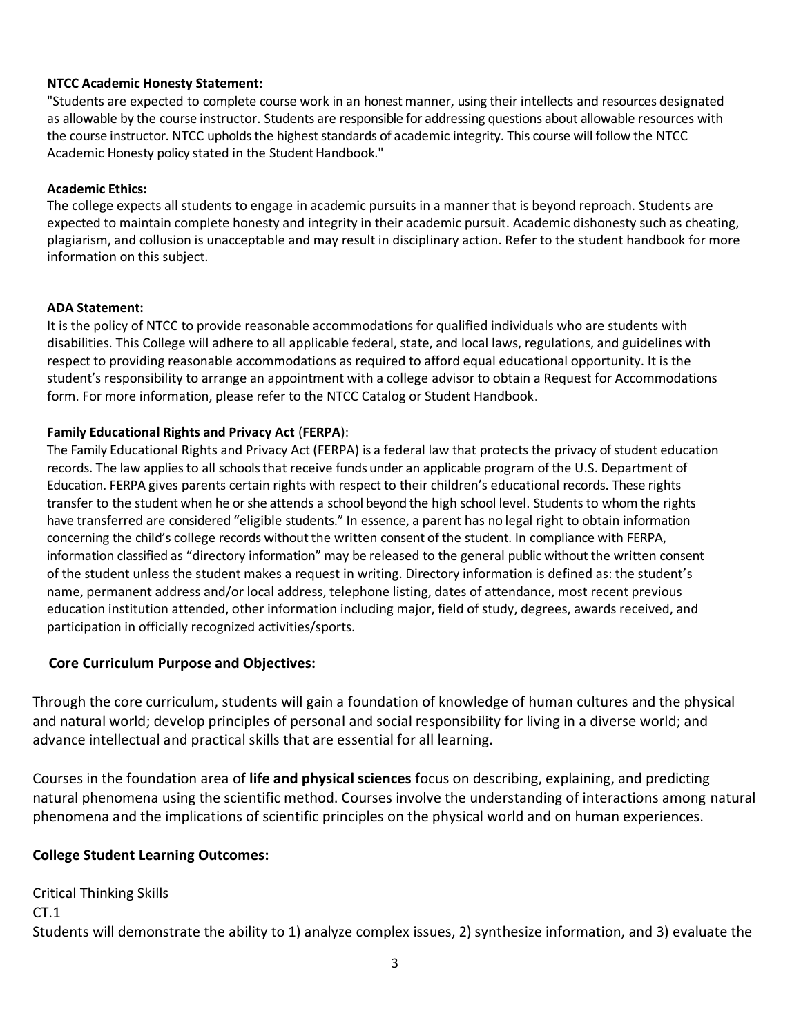**NTCC Academic Honesty Statement:**

"Students are expected to complete course work in an honest manner, using their intellects and resources designated as allowable by the course instructor. Students are responsible for addressing questions about allowable resources with the course instructor. NTCC upholds the highest standards of academic integrity. This course will follow the NTCC Academic Honesty policy stated in the Student Handbook."

**Academic Ethics:**

The college expects all students to engage in academic pursuits in a manner that is beyond reproach. Students are expected to maintain complete honesty and integrity in their academic pursuit. Academic dishonesty such as cheating, plagiarism, and collusion is unacceptable and may result in disciplinary action. Refer to the student handbook for more information on this subject.

**ADA Statement:**

It is the policy of NTCC to provide reasonable accommodations for qualified individuals who are students with disabilities. This College will adhere to all applicable federal, state, and local laws, regulations, and guidelines with respect to providing reasonable accommodations as required to afford equal educational opportunity. It is the student's responsibility to arrange an appointment with a college advisor to obtain a Request for Accommodations form. For more information, please refer to the NTCC Catalog or Student Handbook.

**Family Educational Rights and Privacy Act** (**FERPA**):

The Family Educational Rights and Privacy Act (FERPA) is a federal law that protects the privacy of student education records. The law applies to all schools that receive funds under an applicable program of the U.S. Department of Education. FERPA gives parents certain rights with respect to their children's educational records. These rights transfer to the student when he or she attends a school beyond the high school level. Students to whom the rights have transferred are considered "eligible students." In essence, a parent has no legal right to obtain information concerning the child's college records without the written consent of the student. In compliance with FERPA, information classified as "directory information" may be released to the general public without the written consent of the student unless the student makes a request in writing. Directory information is defined as: the student's name, permanent address and/or local address, telephone listing, dates of attendance, most recent previous education institution attended, other information including major, field of study, degrees, awards received, and participation in officially recognized activities/sports.

## Core Curriculum Purpose and Objectives:

Through the core curriculum, students will gain a foundation of knowledge of human cultures and the physical and natural world; develop principles of personal and social responsibility for living in a diverse world; and advance intellectual and practical skills that are essential for all learning.

Courses in the foundation area of **life and physical sciences** focus on describing, explaining, and predicting natural phenomena using the scientific method. Courses involve the understanding of interactions among natural phenomena and the implications of scientific principles on the physical world and on human experiences.

## College Student Learning Outcomes:

Critical Thinking Skills

CT.1

Students will demonstrate the ability to 1) analyze complex issues, 2) synthesize information, and 3) evaluate the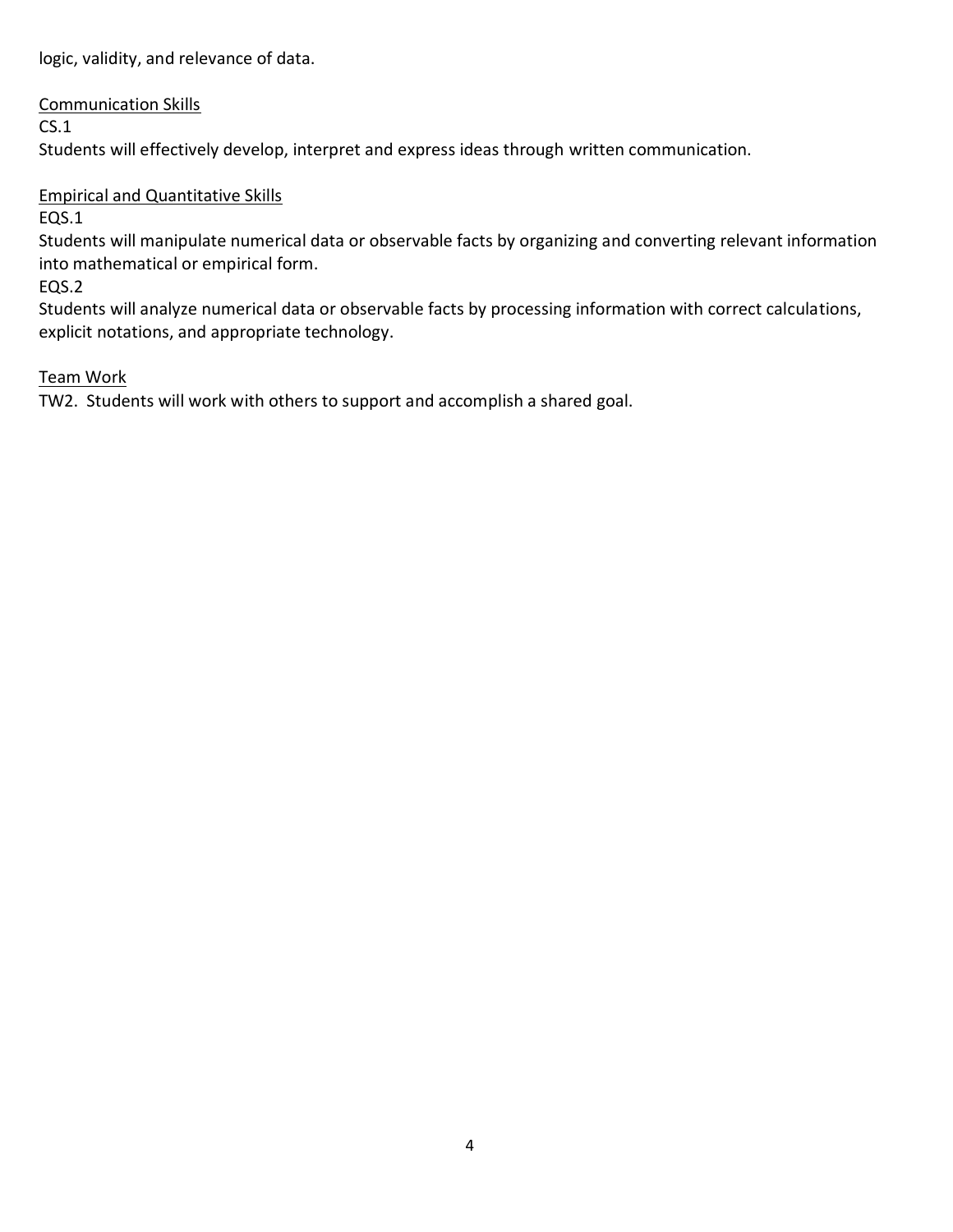logic, validity, and relevance of data.

Communication Skills

CS.1

Students will effectively develop, interpret and express ideas through written communication.

Empirical and Quantitative Skills

EQS.1

Students will manipulate numerical data or observable facts by organizing and converting relevant information into mathematical or empirical form.

EQS.2

Students will analyze numerical data or observable facts by processing information with correct calculations, explicit notations, and appropriate technology.

Team Work

TW2. Students will work with others to support and accomplish a shared goal.